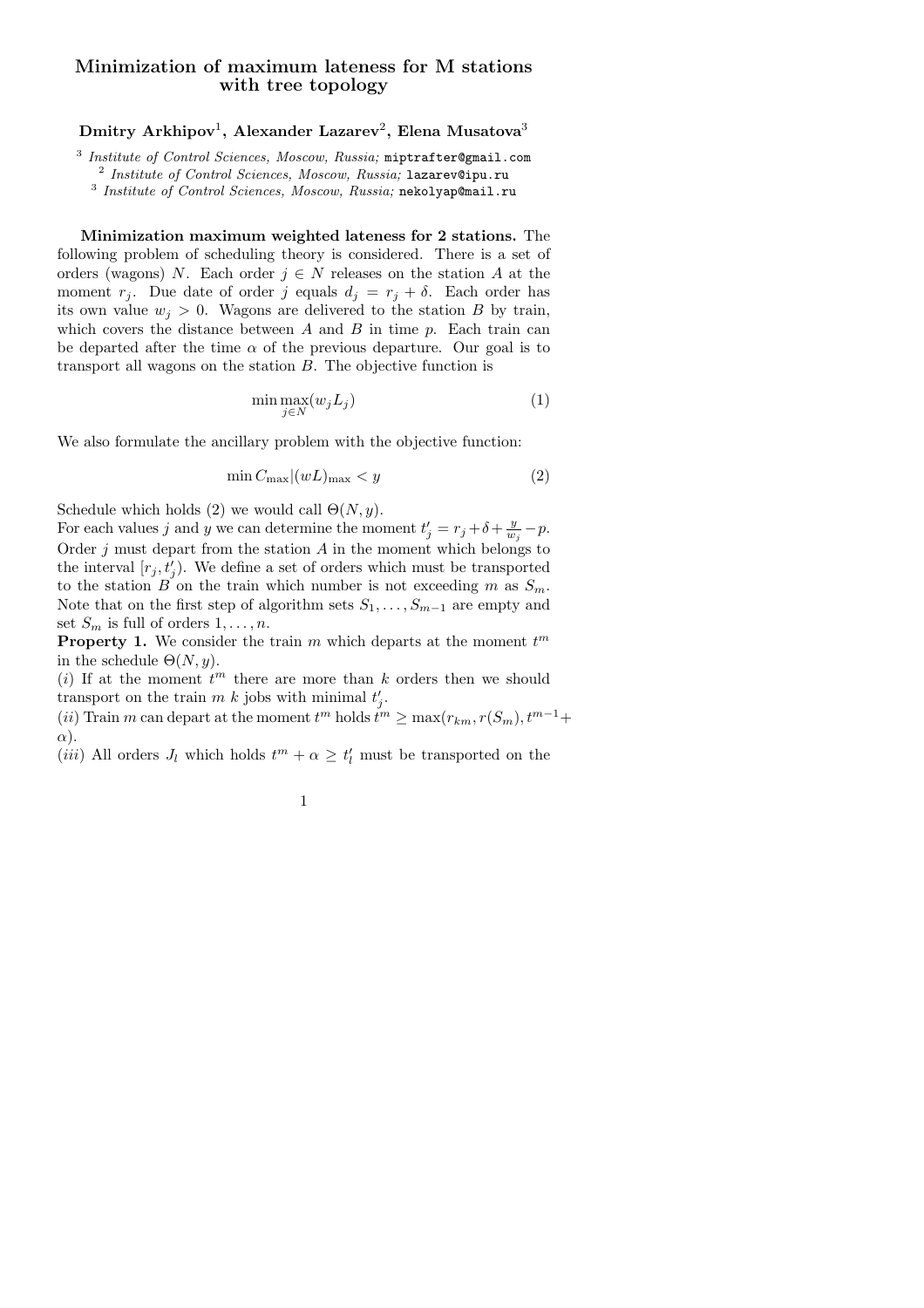# Minimization of maximum lateness for M stations with tree topology

**Dmitry Arkhipov[1], Alexander Lazarev[2], Elena Musatova[3]**

[3] *Institute of Control Sciences, Moscow, Russia;* miptrafter@gmail.com
[2] *Institute of Control Sciences, Moscow, Russia;* lazarev@ipu.ru
[3] *Institute of Control Sciences, Moscow, Russia;* nekolyap@mail.ru

**Minimization maximum weighted lateness for 2 stations.** The following problem of scheduling theory is considered. There is a set of orders (wagons) $N$. Each order $j \in N$ releases on the station $A$ at the moment $r_j$. Due date of order $j$ equals $d_j = r_j + \delta$. Each order has its own value $w_j > 0$. Wagons are delivered to the station $B$ by train, which covers the distance between $A$ and $B$ in time $p$. Each train can be departed after the time $\alpha$ of the previous departure. Our goal is to transport all wagons on the station $B$. The objective function is

$$\min \max_{j \in N}(w_j L_j) \tag{1}$$

We also formulate the ancillary problem with the objective function:

$$\min C_{\max} | (wL)_{\max} < y \tag{2}$$

Schedule which holds (2) we would call $\Theta(N, y)$.
For each values $j$ and $y$ we can determine the moment $t'_j = r_j + \delta + \frac{y}{w_j} - p$. Order $j$ must depart from the station $A$ in the moment which belongs to the interval $[r_j, t'_j)$. We define a set of orders which must be transported to the station $B$ on the train which number is not exceeding $m$ as $S_m$. Note that on the first step of algorithm sets $S_1, \dots, S_{m-1}$ are empty and set $S_m$ is full of orders $1, \dots, n$.
**Property 1.** We consider the train $m$ which departs at the moment $t^m$ in the schedule $\Theta(N, y)$.
$(i)$ If at the moment $t^m$ there are more than $k$ orders then we should transport on the train $m$ $k$ jobs with minimal $t'_j$.
$(ii)$ Train $m$ can depart at the moment $t^m$ holds $t^m \geq \max(r_{km}, r(S_m), t^{m-1} + \alpha)$.
$(iii)$ All orders $J_l$ which holds $t^m + \alpha \geq t'_l$ must be transported on the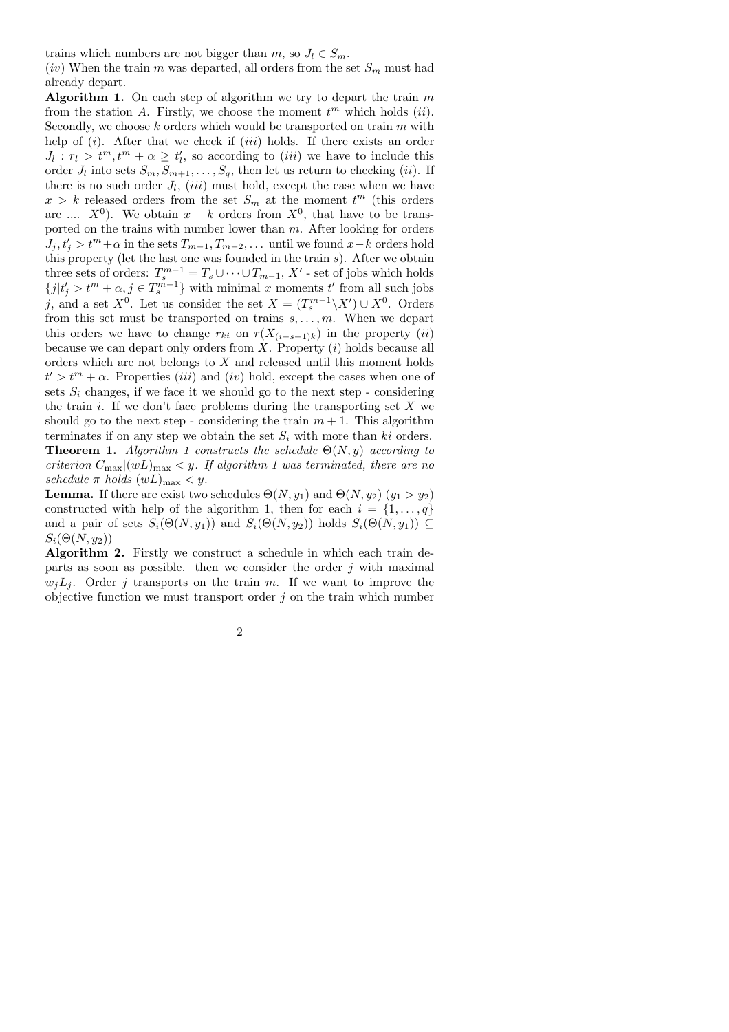trains which numbers are not bigger than $m$, so $J_l \in S_m$.
$(iv)$ When the train $m$ was departed, all orders from the set $S_m$ must had already depart.

**Algorithm 1.** On each step of algorithm we try to depart the train $m$ from the station $A$. Firstly, we choose the moment $t^m$ which holds $(ii)$. Secondly, we choose $k$ orders which would be transported on train $m$ with help of $(i)$. After that we check if $(iii)$ holds. If there exists an order $J_l : r_l > t^m, t^m + \alpha \geq t'_l$, so according to $(iii)$ we have to include this order $J_l$ into sets $S_m, S_{m+1}, \dots, S_q$, then let us return to checking $(ii)$. If there is no such order $J_l$, $(iii)$ must hold, except the case when we have $x > k$ released orders from the set $S_m$ at the moment $t^m$ (this orders are .... $X^0$). We obtain $x - k$ orders from $X^0$, that have to be transported on the trains with number lower than $m$. After looking for orders $J_j, t'_j > t^m + \alpha$ in the sets $T_{m-1}, T_{m-2}, \dots$ until we found $x-k$ orders hold this property (let the last one was founded in the train $s$). After we obtain three sets of orders: $T_s^{m-1} = T_s \cup \dots \cup T_{m-1}$, $X'$ - set of jobs which holds $\{j | t'_j > t^m + \alpha, j \in T_s^{m-1}\}$ with minimal $x$ moments $t'$ from all such jobs $j$, and a set $X^0$. Let us consider the set $X = (T_s^{m-1} \backslash X') \cup X^0$. Orders from this set must be transported on trains $s, \dots, m$. When we depart this orders we have to change $r_{ki}$ on $r(X_{(i-s+1)k})$ in the property $(ii)$ because we can depart only orders from $X$. Property $(i)$ holds because all orders which are not belongs to $X$ and released until this moment holds $t' > t^m + \alpha$. Properties $(iii)$ and $(iv)$ hold, except the cases when one of sets $S_i$ changes, if we face it we should go to the next step - considering the train $i$. If we don't face problems during the transporting set $X$ we should go to the next step - considering the train $m+1$. This algorithm terminates if on any step we obtain the set $S_i$ with more than $ki$ orders.

**Theorem 1.** *Algorithm 1 constructs the schedule $\Theta(N, y)$ according to criterion $C_{\max} | (wL)_{\max} < y$. If algorithm 1 was terminated, there are no schedule $\pi$ holds $(wL)_{\max} < y$.*

**Lemma.** If there are exist two schedules $\Theta(N, y_1)$ and $\Theta(N, y_2)$ $(y_1 > y_2)$ constructed with help of the algorithm 1, then for each $i = \{1, \dots, q\}$ and a pair of sets $S_i(\Theta(N, y_1))$ and $S_i(\Theta(N, y_2))$ holds $S_i(\Theta(N, y_1)) \subseteq S_i(\Theta(N, y_2))$

**Algorithm 2.** Firstly we construct a schedule in which each train departs as soon as possible. then we consider the order $j$ with maximal $w_j L_j$. Order $j$ transports on the train $m$. If we want to improve the objective function we must transport order $j$ on the train which number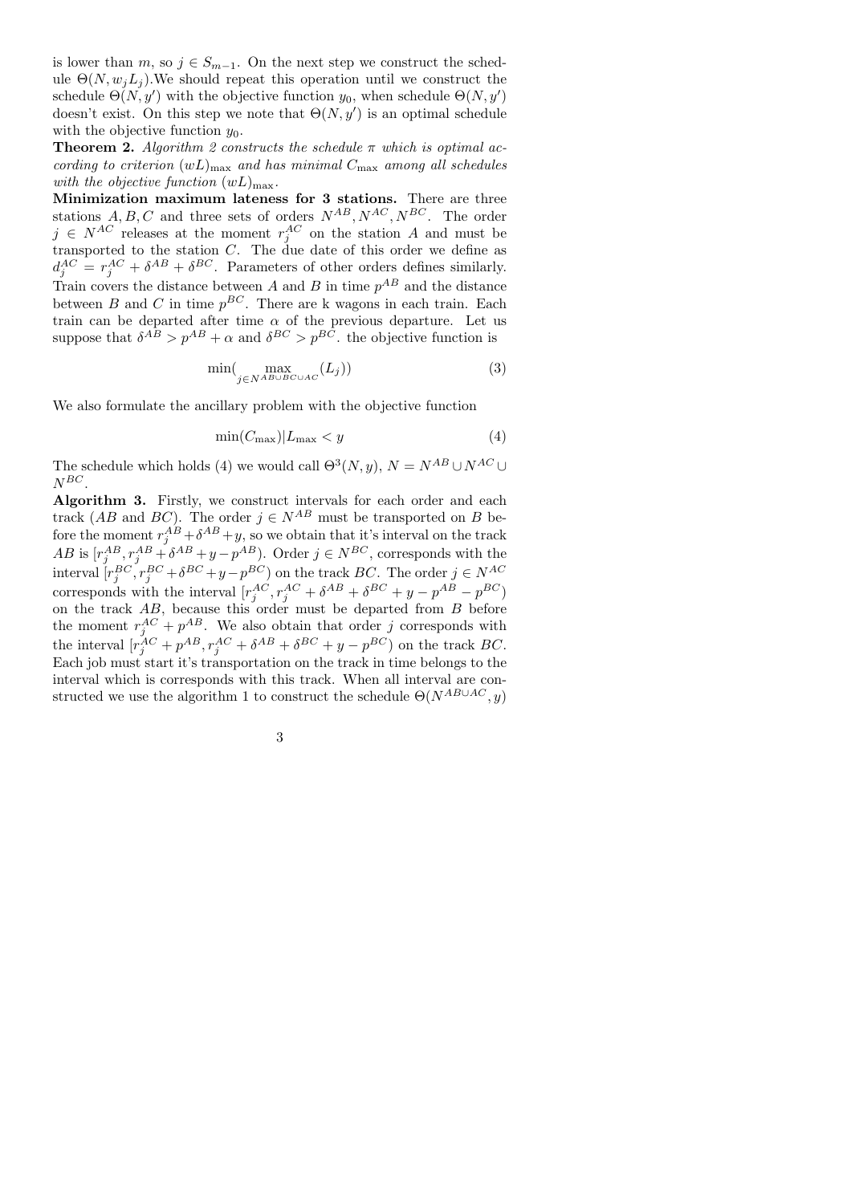is lower than $m$, so $j \in S_{m-1}$. On the next step we construct the schedule $\Theta(N, w_j L_j)$.We should repeat this operation until we construct the schedule $\Theta(N, y')$ with the objective function $y_0$, when schedule $\Theta(N, y')$ doesn't exist. On this step we note that $\Theta(N, y')$ is an optimal schedule with the objective function $y_0$.

**Theorem 2.** *Algorithm 2 constructs the schedule $\pi$ which is optimal according to criterion $(wL)_{\max}$ and has minimal $C_{\max}$ among all schedules with the objective function $(wL)_{\max}$.*

**Minimization maximum lateness for 3 stations.** There are three stations $A, B, C$ and three sets of orders $N^{AB}, N^{AC}, N^{BC}$. The order $j \in N^{AC}$ releases at the moment $r_j^{AC}$ on the station $A$ and must be transported to the station $C$. The due date of this order we define as $d_j^{AC} = r_j^{AC} + \delta^{AB} + \delta^{BC}$. Parameters of other orders defines similarly. Train covers the distance between $A$ and $B$ in time $p^{AB}$ and the distance between $B$ and $C$ in time $p^{BC}$. There are k wagons in each train. Each train can be departed after time $\alpha$ of the previous departure. Let us suppose that $\delta^{AB} > p^{AB} + \alpha$ and $\delta^{BC} > p^{BC}$. the objective function is

$$\min\left(\max_{j \in N^{AB \cup BC \cup AC}} (L_j)\right) \tag{3}$$

We also formulate the ancillary problem with the objective function

$$\min(C_{\max}) | L_{\max} < y \tag{4}$$

The schedule which holds (4) we would call $\Theta^3(N, y)$, $N = N^{AB} \cup N^{AC} \cup N^{BC}$.

**Algorithm 3.** Firstly, we construct intervals for each order and each track ($AB$ and $BC$). The order $j \in N^{AB}$ must be transported on $B$ before the moment $r_j^{AB} + \delta^{AB} + y$, so we obtain that it's interval on the track $AB$ is $[r_j^{AB}, r_j^{AB} + \delta^{AB} + y - p^{AB})$. Order $j \in N^{BC}$, corresponds with the interval $[r_j^{BC}, r_j^{BC} + \delta^{BC} + y - p^{BC})$ on the track $BC$. The order $j \in N^{AC}$ corresponds with the interval $[r_j^{AC}, r_j^{AC} + \delta^{AB} + \delta^{BC} + y - p^{AB} - p^{BC})$ on the track $AB$, because this order must be departed from $B$ before the moment $r_j^{AC} + p^{AB}$. We also obtain that order $j$ corresponds with the interval $[r_j^{AC} + p^{AB}, r_j^{AC} + \delta^{AB} + \delta^{BC} + y - p^{BC})$ on the track $BC$. Each job must start it's transportation on the track in time belongs to the interval which is corresponds with this track. When all interval are constructed we use the algorithm 1 to construct the schedule $\Theta(N^{AB \cup AC}, y)$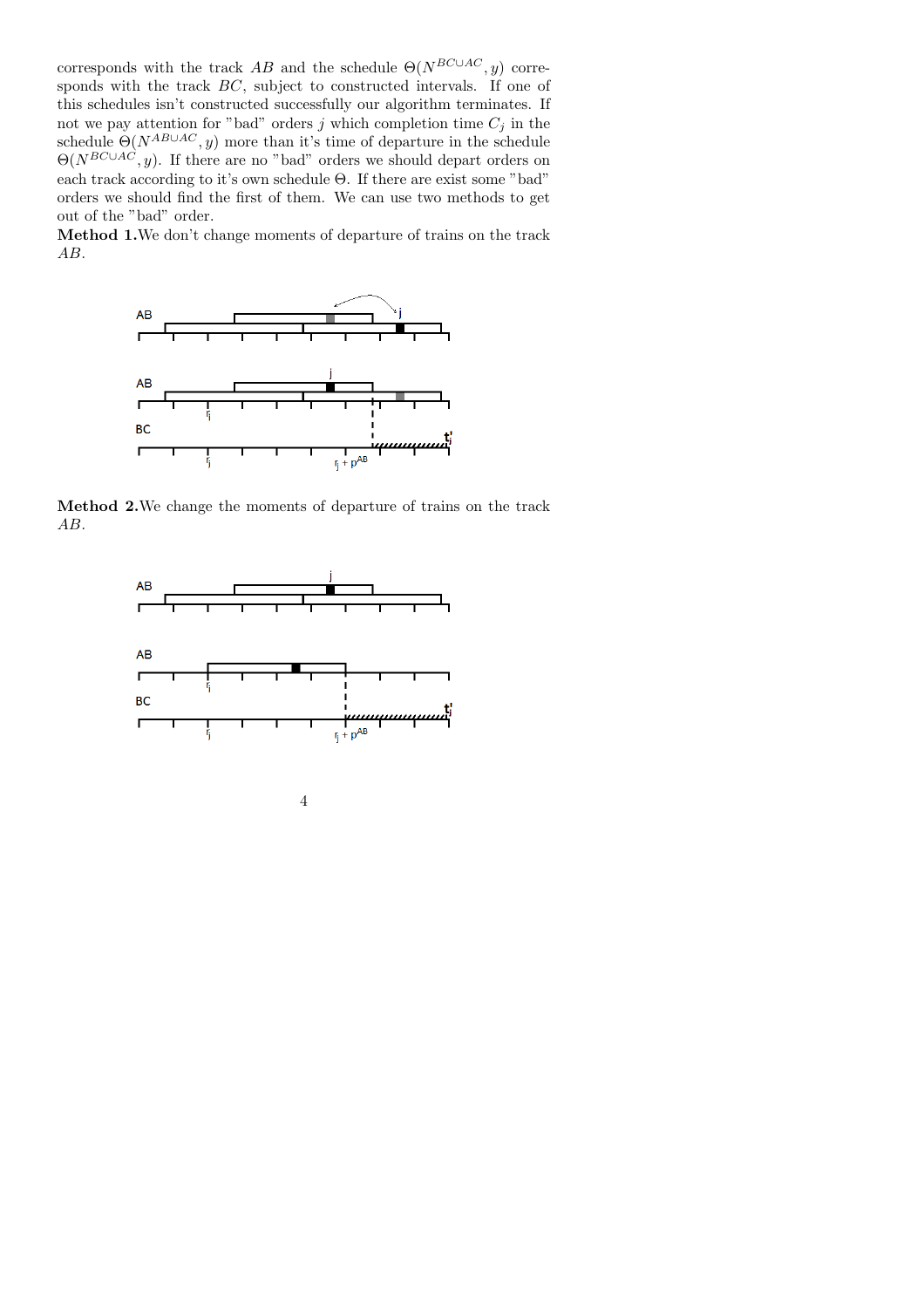corresponds with the track $AB$ and the schedule $\Theta(N^{BC \cup AC}, y)$ corresponds with the track $BC$, subject to constructed intervals. If one of this schedules isn't constructed successfully our algorithm terminates. If not we pay attention for "bad" orders $j$ which completion time $C_j$ in the schedule $\Theta(N^{AB \cup AC}, y)$ more than it's time of departure in the schedule $\Theta(N^{BC \cup AC}, y)$. If there are no "bad" orders we should depart orders on each track according to it's own schedule $\Theta$. If there are exist some "bad" orders we should find the first of them. We can use two methods to get out of the "bad" order.

**Method 1.** We don't change moments of departure of trains on the track $AB$.

**Method 2.** We change the moments of departure of trains on the track $AB$.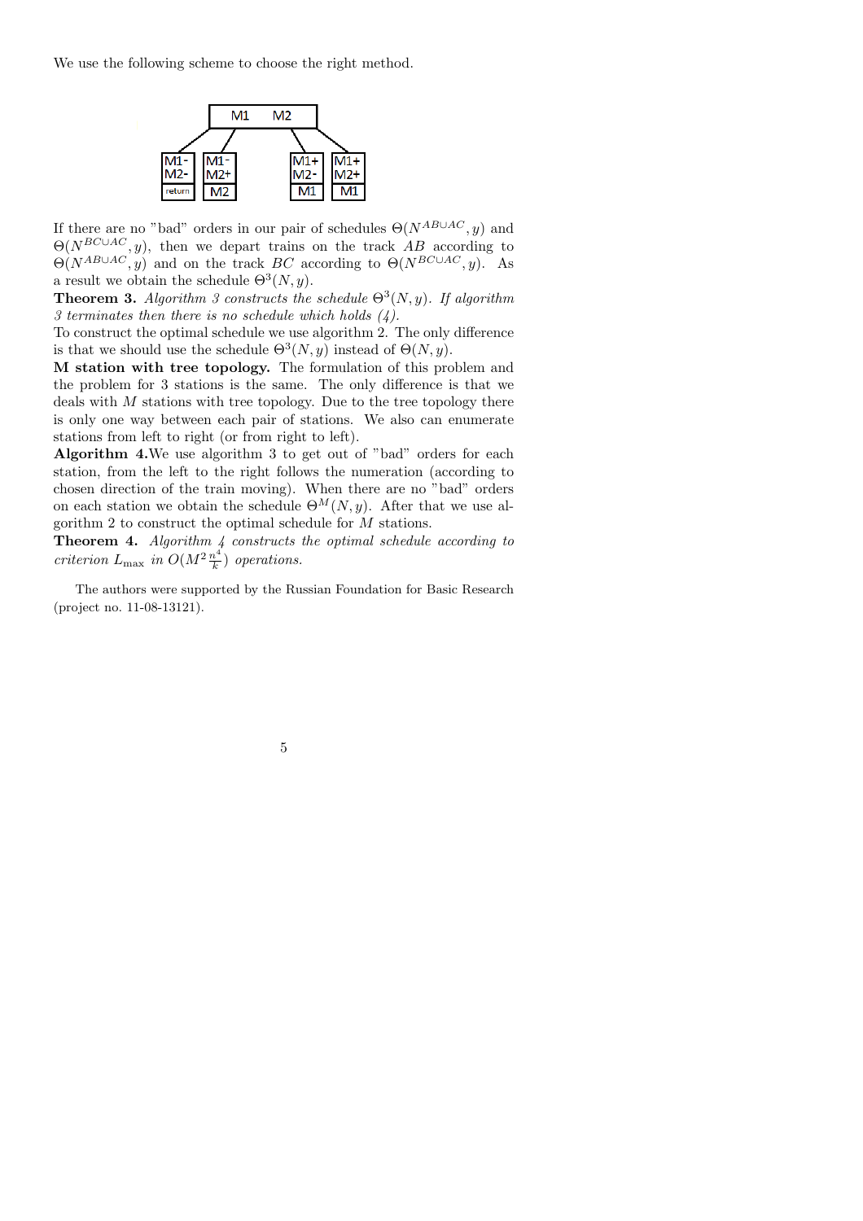We use the following scheme to choose the right method.

M1 M2

M1- M2- return

M1- M2+ M2

M1+ M2- M1

M1+ M2+ M1

If there are no "bad" orders in our pair of schedules $\Theta(N^{AB\cup AC}, y)$ and $\Theta(N^{BC\cup AC}, y)$, then we depart trains on the track $AB$ according to $\Theta(N^{AB\cup AC}, y)$ and on the track $BC$ according to $\Theta(N^{BC\cup AC}, y)$. As a result we obtain the schedule $\Theta^3(N, y)$.

**Theorem 3.** *Algorithm 3 constructs the schedule $\Theta^3(N, y)$. If algorithm 3 terminates then there is no schedule which holds (4).*

To construct the optimal schedule we use algorithm 2. The only difference is that we should use the schedule $\Theta^3(N, y)$ instead of $\Theta(N, y)$.

**M station with tree topology.** The formulation of this problem and the problem for 3 stations is the same. The only difference is that we deals with $M$ stations with tree topology. Due to the tree topology there is only one way between each pair of stations. We also can enumerate stations from left to right (or from right to left).

**Algorithm 4.** We use algorithm 3 to get out of "bad" orders for each station, from the left to the right follows the numeration (according to chosen direction of the train moving). When there are no "bad" orders on each station we obtain the schedule $\Theta^M(N, y)$. After that we use algorithm 2 to construct the optimal schedule for $M$ stations.

**Theorem 4.** *Algorithm 4 constructs the optimal schedule according to criterion $L_{\max}$ in $O(M^2 \frac{n^4}{k})$ operations.*

The authors were supported by the Russian Foundation for Basic Research (project no. 11-08-13121).